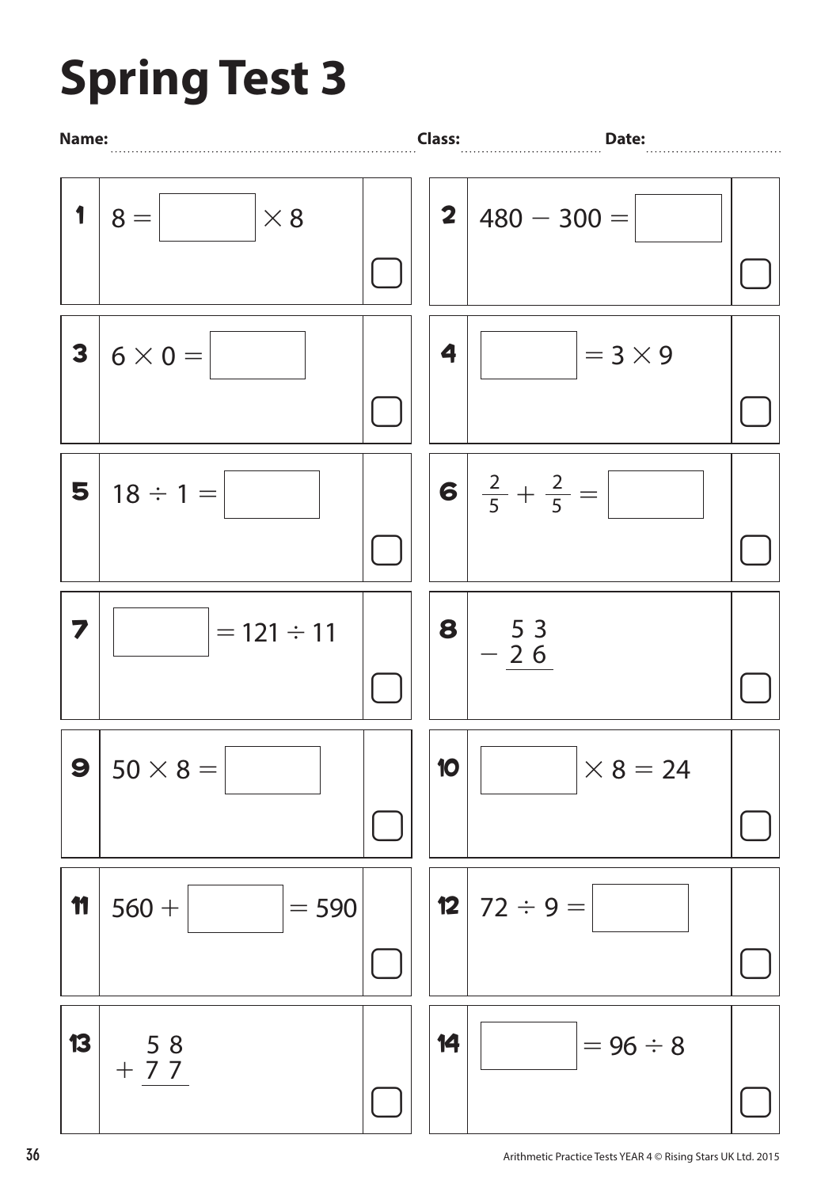# Spring Test 3

**Name:** ........................ **Class:** ........................ **Date:** ........................

1. $8 = \square \times 8$

2. $480 - 300 = \square$

3. $6 \times 0 = \square$

4. $\square = 3 \times 9$

5. $18 \div 1 = \square$

6. $\frac{2}{5} + \frac{2}{5} = \square$

7. $\square = 121 \div 11$

8. 
$$\begin{array}{r} 53 \\ -\ 26 \\ \hline \end{array}$$

9. $50 \times 8 = \square$

10. $\square \times 8 = 24$

11. $560 + \square = 590$

12. $72 \div 9 = \square$

13. 
$$\begin{array}{r} 58 \\ +\ 77 \\ \hline \end{array}$$

14. $\square = 96 \div 8$

Arithmetic Practice Tests YEAR 4 © Rising Stars UK Ltd. 2015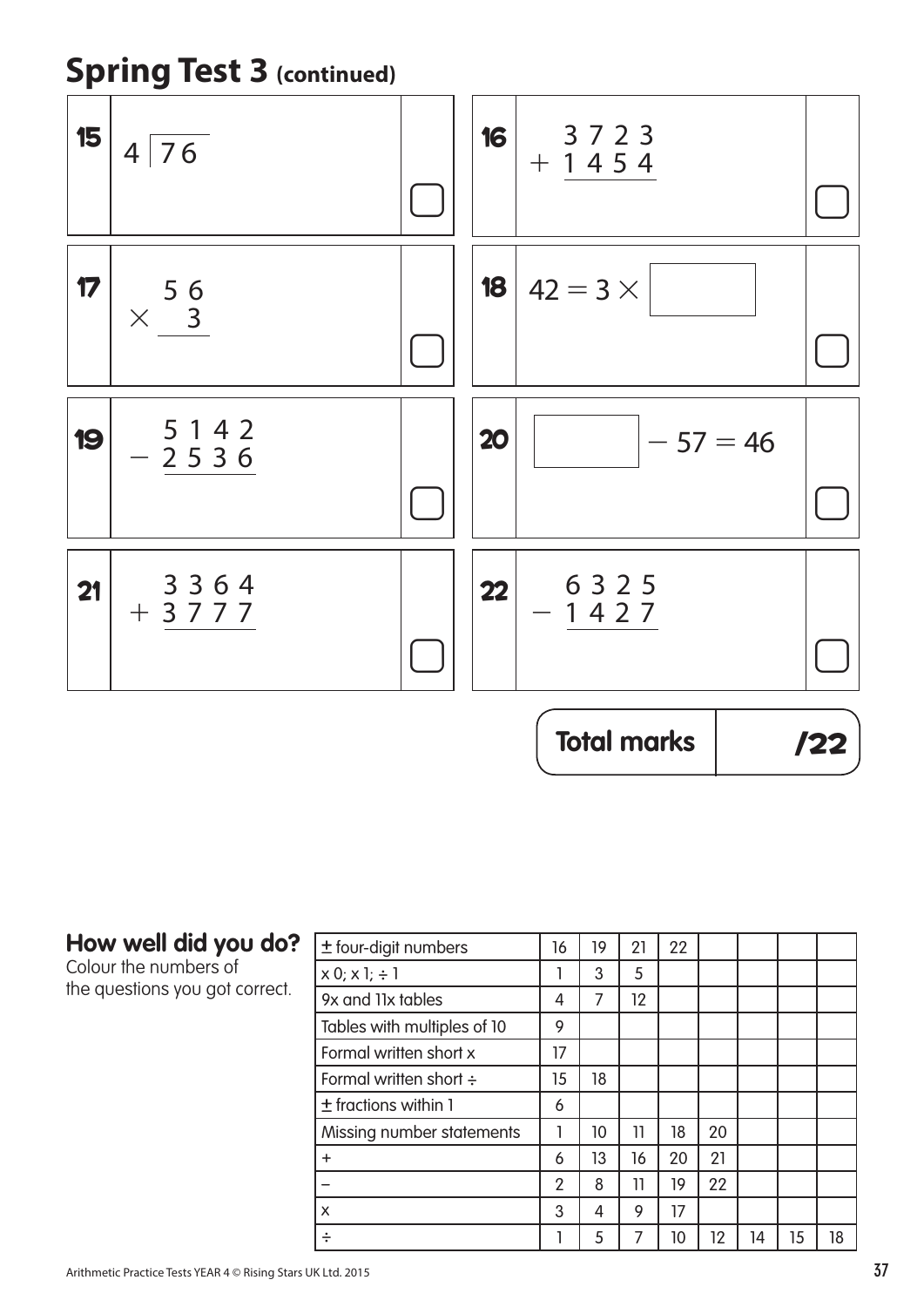# Spring Test 3 (continued)

**15** $4 \overline{)76}$

**16**
$$\begin{array}{r} 3723 \\ +\ 1454 \\ \hline \end{array}$$

**17**
$$\begin{array}{r} 56 \\ \times\ \ 3 \\ \hline \end{array}$$

**18** $42 = 3 \times \square$

**19**
$$\begin{array}{r} 5142 \\ -\ 2536 \\ \hline \end{array}$$

**20** $\square - 57 = 46$

**21**
$$\begin{array}{r} 3364 \\ +\ 3777 \\ \hline \end{array}$$

**22**
$$\begin{array}{r} 6325 \\ -\ 1427 \\ \hline \end{array}$$

**Total marks** /22

## How well did you do?

Colour the numbers of the questions you got correct.

| | | | | | | | | |
|---|---|---|---|---|---|---|---|---|
| ± four-digit numbers | 16 | 19 | 21 | 22 | | | | |
| x 0; x 1; ÷ 1 | 1 | 3 | 5 | | | | | |
| 9x and 11x tables | 4 | 7 | 12 | | | | | |
| Tables with multiples of 10 | 9 | | | | | | | |
| Formal written short x | 17 | | | | | | | |
| Formal written short ÷ | 15 | 18 | | | | | | |
| ± fractions within 1 | 6 | | | | | | | |
| Missing number statements | 1 | 10 | 11 | 18 | 20 | | | |
| + | 6 | 13 | 16 | 20 | 21 | | | |
| – | 2 | 8 | 11 | 19 | 22 | | | |
| x | 3 | 4 | 9 | 17 | | | | |
| ÷ | 1 | 5 | 7 | 10 | 12 | 14 | 15 | 18 |

Arithmetic Practice Tests YEAR 4 © Rising Stars UK Ltd. 2015